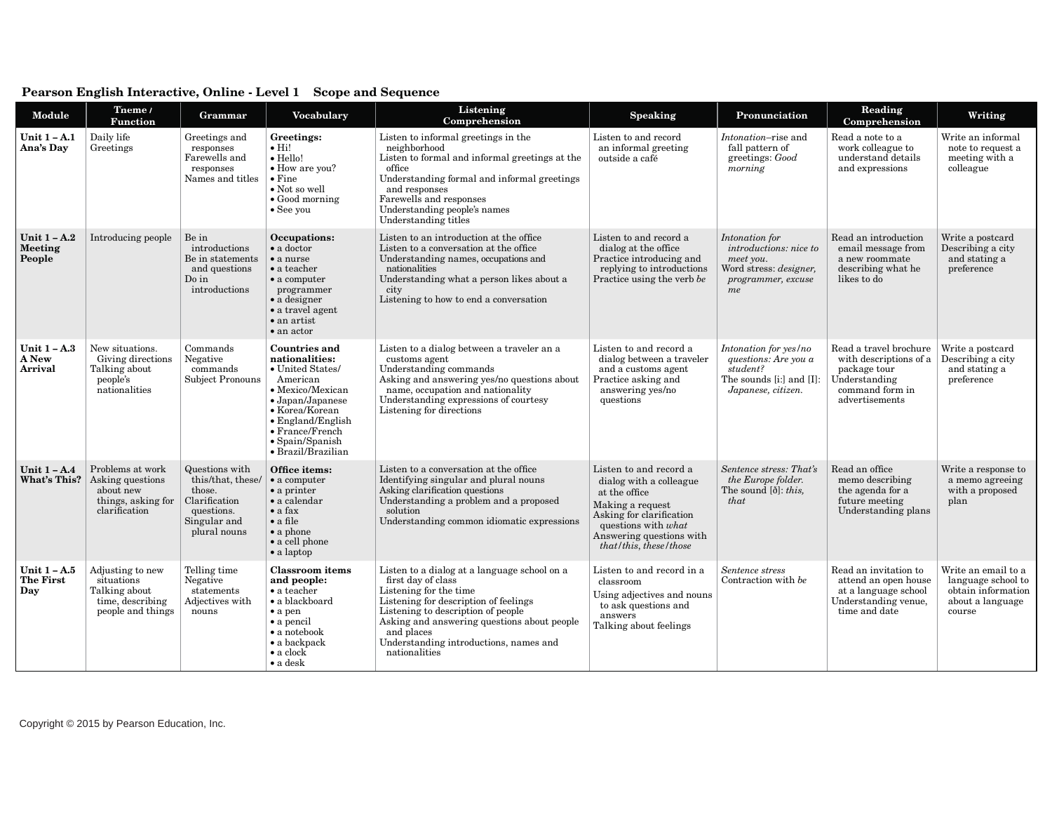**Pearson English Interactive, Online - Level 1 Scope and Sequence**

| Module | Tneme / Function | Grammar | Vocabulary | Listening Comprehension | Speaking | Pronunciation | Reading Comprehension | Writing |
|---|---|---|---|---|---|---|---|---|
| **Unit 1 – A.1 Ana's Day** | Daily life<br>Greetings | Greetings and responses<br>Farewells and responses<br>Names and titles | **Greetings:**<br>• Hi!<br>• Hello!<br>• How are you?<br>• Fine<br>• Not so well<br>• Good morning<br>• See you | Listen to informal greetings in the neighborhood<br>Listen to formal and informal greetings at the office<br>Understanding formal and informal greetings and responses<br>Farewells and responses<br>Understanding people's names<br>Understanding titles | Listen to and record an informal greeting outside a café | *Intonation*–rise and fall pattern of greetings: *Good morning* | Read a note to a work colleague to understand details and expressions | Write an informal note to request a meeting with a colleague |
| **Unit 1 – A.2 Meeting People** | Introducing people | Be in introductions<br>Be in statements and questions<br>Do in introductions | **Occupations:**<br>• a doctor<br>• a nurse<br>• a teacher<br>• a computer programmer<br>• a designer<br>• a travel agent<br>• an artist<br>• an actor | Listen to an introduction at the office<br>Listen to a conversation at the office<br>Understanding names, occupations and nationalities<br>Understanding what a person likes about a city<br>Listening to how to end a conversation | Listen to and record a dialog at the office<br>Practice introducing and replying to introductions<br>Practice using the verb *be* | *Intonation for introductions: nice to meet you.*<br>Word stress: *designer, programmer, excuse me* | Read an introduction email message from a new roommate describing what he likes to do | Write a postcard Describing a city and stating a preference |
| **Unit 1 – A.3 A New Arrival** | New situations. Giving directions<br>Talking about people's nationalities | Commands<br>Negative commands<br>Subject Pronouns | **Countries and nationalities:**<br>• United States/ American<br>• Mexico/Mexican<br>• Japan/Japanese<br>• Korea/Korean<br>• England/English<br>• France/French<br>• Spain/Spanish<br>• Brazil/Brazilian | Listen to a dialog between a traveler an a customs agent<br>Understanding commands<br>Asking and answering yes/no questions about name, occupation and nationality<br>Understanding expressions of courtesy<br>Listening for directions | Listen to and record a dialog between a traveler and a customs agent<br>Practice asking and answering yes/no questions | *Intonation for yes/no questions: Are you a student?*<br>The sounds [i:] and [I]: *Japanese, citizen.* | Read a travel brochure with descriptions of a package tour<br>Understanding command form in advertisements | Write a postcard Describing a city and stating a preference |
| **Unit 1 – A.4 What's This?** | Problems at work<br>Asking questions about new things, asking for clarification | Questions with this/that, these/ those.<br>Clarification questions.<br>Singular and plural nouns | **Office items:**<br>• a computer<br>• a printer<br>• a calendar<br>• a fax<br>• a file<br>• a phone<br>• a cell phone<br>• a laptop | Listen to a conversation at the office<br>Identifying singular and plural nouns<br>Asking clarification questions<br>Understanding a problem and a proposed solution<br>Understanding common idiomatic expressions | Listen to and record a dialog with a colleague at the office<br>Making a request<br>Asking for clarification questions with *what*<br>Answering questions with *that/this, these/those* | *Sentence stress: That's the Europe folder.*<br>The sound [ð]: *this, that* | Read an office memo describing the agenda for a future meeting<br>Understanding plans | Write a response to a memo agreeing with a proposed plan |
| **Unit 1 – A.5 The First Day** | Adjusting to new situations<br>Talking about time, describing people and things | Telling time<br>Negative statements<br>Adjectives with nouns | **Classroom items and people:**<br>• a teacher<br>• a blackboard<br>• a pen<br>• a pencil<br>• a notebook<br>• a backpack<br>• a clock<br>• a desk | Listen to a dialog at a language school on a first day of class<br>Listening for the time<br>Listening for description of feelings<br>Listening to description of people<br>Asking and answering questions about people and places<br>Understanding introductions, names and nationalities | Listen to and record in a classroom<br>Using adjectives and nouns to ask questions and answers<br>Talking about feelings | *Sentence stress*<br>Contraction with *be* | Read an invitation to attend an open house at a language school<br>Understanding venue, time and date | Write an email to a language school to obtain information about a language course |

Copyright © 2015 by Pearson Education, Inc.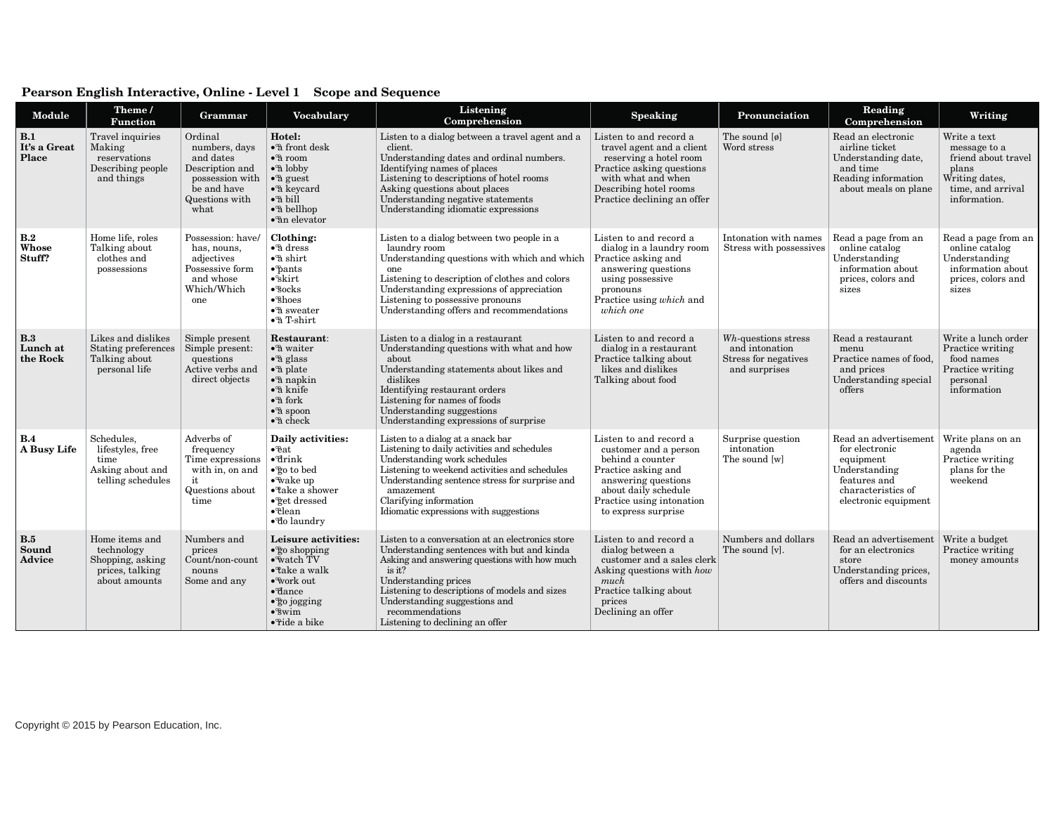**Pearson English Interactive, Online - Level 1 Scope and Sequence**

| Module | Theme / Function | Grammar | Vocabulary | Listening Comprehension | Speaking | Pronunciation | Reading Comprehension | Writing |
|---|---|---|---|---|---|---|---|---|
| **B.1 It's a Great Place** | Travel inquiries<br>Making reservations<br>Describing people and things | Ordinal numbers, days and dates<br>Description and possession with be and have<br>Questions with what | **Hotel:**<br>• a front desk<br>• a room<br>• a lobby<br>• a guest<br>• a keycard<br>• a bill<br>• a bellhop<br>• an elevator | Listen to a dialog between a travel agent and a client.<br>Understanding dates and ordinal numbers.<br>Identifying names of places<br>Listening to descriptions of hotel rooms<br>Asking questions about places<br>Understanding negative statements<br>Understanding idiomatic expressions | Listen to and record a travel agent and a client reserving a hotel room<br>Practice asking questions with what and when<br>Describing hotel rooms<br>Practice declining an offer | The sound [ø]<br>Word stress | Read an electronic airline ticket<br>Understanding date, and time<br>Reading information about meals on plane | Write a text message to a friend about travel plans<br>Writing dates, time, and arrival information. |
| **B.2 Whose Stuff?** | Home life, roles<br>Talking about clothes and possessions | Possession: have/has, nouns, adjectives<br>Possessive form and whose<br>Which/Which one | **Clothing:**<br>• a dress<br>• a shirt<br>• pants<br>• skirt<br>• socks<br>• shoes<br>• a sweater<br>• a T-shirt | Listen to a dialog between two people in a laundry room<br>Understanding questions with which and which one<br>Listening to description of clothes and colors<br>Understanding expressions of appreciation<br>Listening to possessive pronouns<br>Understanding offers and recommendations | Listen to and record a dialog in a laundry room<br>Practice asking and answering questions using possessive pronouns<br>Practice using *which* and *which one* | Intonation with names<br>Stress with possessives | Read a page from an online catalog<br>Understanding information about prices, colors and sizes | Read a page from an online catalog<br>Understanding information about prices, colors and sizes |
| **B.3 Lunch at the Rock** | Likes and dislikes<br>Stating preferences<br>Talking about personal life | Simple present<br>Simple present: questions<br>Active verbs and direct objects | **Restaurant**:<br>• a waiter<br>• a glass<br>• a plate<br>• a napkin<br>• a knife<br>• a fork<br>• a spoon<br>• a check | Listen to a dialog in a restaurant<br>Understanding questions with what and how about<br>Understanding statements about likes and dislikes<br>Identifying restaurant orders<br>Listening for names of foods<br>Understanding suggestions<br>Understanding expressions of surprise | Listen to and record a dialog in a restaurant<br>Practice talking about likes and dislikes<br>Talking about food | *Wh*-questions stress and intonation<br>Stress for negatives and surprises | Read a restaurant menu<br>Practice names of food, and prices<br>Understanding special offers | Write a lunch order<br>Practice writing food names<br>Practice writing personal information |
| **B.4 A Busy Life** | Schedules, lifestyles, free time<br>Asking about and telling schedules | Adverbs of frequency<br>Time expressions with in, on and it<br>Questions about time | **Daily activities:**<br>• eat<br>• drink<br>• go to bed<br>• wake up<br>• take a shower<br>• get dressed<br>• clean<br>• do laundry | Listen to a dialog at a snack bar<br>Listening to daily activities and schedules<br>Understanding work schedules<br>Listening to weekend activities and schedules<br>Understanding sentence stress for surprise and amazement<br>Clarifying information<br>Idiomatic expressions with suggestions | Listen to and record a customer and a person behind a counter<br>Practice asking and answering questions about daily schedule<br>Practice using intonation to express surprise | Surprise question intonation<br>The sound [w] | Read an advertisement for electronic equipment<br>Understanding features and characteristics of electronic equipment | Write plans on an agenda<br>Practice writing plans for the weekend |
| **B.5 Sound Advice** | Home items and technology<br>Shopping, asking prices, talking about amounts | Numbers and prices<br>Count/non-count nouns<br>Some and any | **Leisure activities:**<br>• go shopping<br>• watch TV<br>• take a walk<br>• work out<br>• dance<br>• go jogging<br>• swim<br>• ride a bike | Listen to a conversation at an electronics store<br>Understanding sentences with but and kinda<br>Asking and answering questions with how much is it?<br>Understanding prices<br>Listening to descriptions of models and sizes<br>Understanding suggestions and recommendations<br>Listening to declining an offer | Listen to and record a dialog between a customer and a sales clerk<br>Asking questions with *how much*<br>Practice talking about prices<br>Declining an offer | Numbers and dollars<br>The sound [v]. | Read an advertisement for an electronics store<br>Understanding prices, offers and discounts | Write a budget<br>Practice writing money amounts |

Copyright © 2015 by Pearson Education, Inc.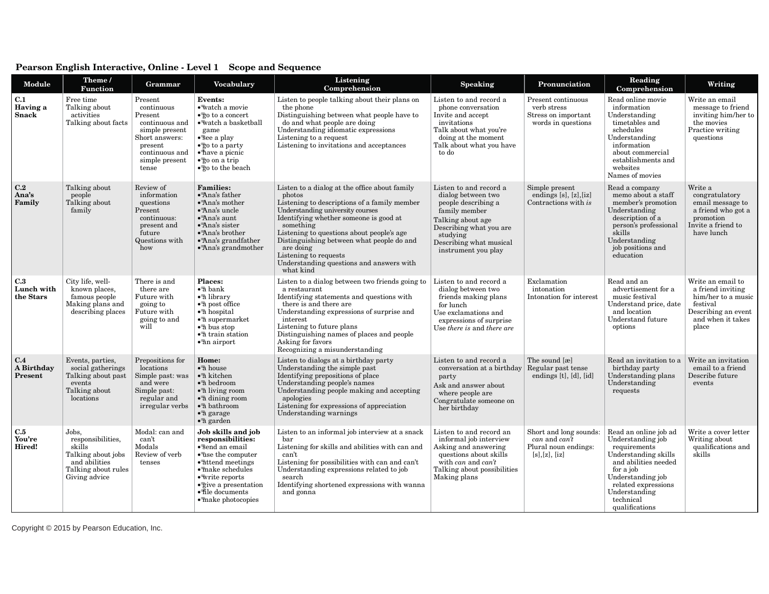## Pearson English Interactive, Online - Level 1 Scope and Sequence

| Module | Theme / Function | Grammar | Vocabulary | Listening Comprehension | Speaking | Pronunciation | Reading Comprehension | Writing |
|---|---|---|---|---|---|---|---|---|
| **C.1 Having a Snack** | Free time<br>Talking about activities<br>Talking about facts | Present continuous<br>Present continuous and simple present<br>Short answers: present continuous and simple present tense | **Events:**<br>• watch a movie<br>• go to a concert<br>• watch a basketball game<br>• see a play<br>• go to a party<br>• have a picnic<br>• go on a trip<br>• go to the beach | Listen to people talking about their plans on the phone<br>Distinguishing between what people have to do and what people are doing<br>Understanding idiomatic expressions<br>Listening to a request<br>Listening to invitations and acceptances | Listen to and record a phone conversation<br>Invite and accept invitations<br>Talk about what you're doing at the moment<br>Talk about what you have to do | Present continuous verb stress<br>Stress on important words in questions | Read online movie information<br>Understanding timetables and schedules<br>Understanding information about commercial establishments and websites<br>Names of movies | Write an email message to friend inviting him/her to the movies<br>Practice writing questions |
| **C.2 Ana's Family** | Talking about people<br>Talking about family | Review of information questions<br>Present continuous: present and future<br>Questions with how | **Families:**<br>• Ana's father<br>• Ana's mother<br>• Ana's uncle<br>• Ana's aunt<br>• Ana's sister<br>• Ana's brother<br>• Ana's grandfather<br>• Ana's grandmother | Listen to a dialog at the office about family photos<br>Listening to descriptions of a family member<br>Understanding university courses<br>Identifying whether someone is good at something<br>Listening to questions about people's age<br>Distinguishing between what people do and are doing<br>Listening to requests<br>Understanding questions and answers with what kind | Listen to and record a dialog between two people describing a family member<br>Talking about age<br>Describing what you are studying<br>Describing what musical instrument you play | Simple present endings [s], [z],[iz]<br>Contractions with *is* | Read a company memo about a staff member's promotion<br>Understanding description of a person's professional skills<br>Understanding job positions and education | Write a congratulatory email message to a friend who got a promotion<br>Invite a friend to have lunch |
| **C.3 Lunch with the Stars** | City life, well-known places, famous people<br>Making plans and describing places | There is and there are<br>Future with going to<br>Future with going to and will | **Places:**<br>• a bank<br>• a library<br>• a post office<br>• a hospital<br>• a supermarket<br>• a bus stop<br>• a train station<br>• an airport | Listen to a dialog between two friends going to a restaurant<br>Identifying statements and questions with there is and there are<br>Understanding expressions of surprise and interest<br>Listening to future plans<br>Distinguishing names of places and people<br>Asking for favors<br>Recognizing a misunderstanding | Listen to and record a dialog between two friends making plans for lunch<br>Use exclamations and expressions of surprise<br>Use *there is* and *there are* | Exclamation intonation<br>Intonation for interest | Read and an advertisement for a music festival<br>Understand price, date and location<br>Understand future options | Write an email to a friend inviting him/her to a music festival<br>Describing an event and when it takes place |
| **C.4 A Birthday Present** | Events, parties, social gatherings<br>Talking about past events<br>Talking about locations | Prepositions for locations<br>Simple past: was and were<br>Simple past: regular and irregular verbs | **Home:**<br>• a house<br>• a kitchen<br>• a bedroom<br>• a living room<br>• a dining room<br>• a bathroom<br>• a garage<br>• a garden | Listen to dialogs at a birthday party<br>Understanding the simple past<br>Identifying prepositions of place<br>Understanding people's names<br>Understanding people making and accepting apologies<br>Listening for expressions of appreciation<br>Understanding warnings | Listen to and record a conversation at a birthday party<br>Ask and answer about where people are<br>Congratulate someone on her birthday | The sound [æ]<br>Regular past tense endings [t], [d], [id] | Read an invitation to a birthday party<br>Understanding plans<br>Understanding requests | Write an invitation email to a friend<br>Describe future events |
| **C.5 You're Hired!** | Jobs, responsibilities, skills<br>Talking about jobs and abilities<br>Talking about rules<br>Giving advice | Modal: can and can't<br>Modals<br>Review of verb tenses | **Job skills and job responsibilities:**<br>• send an email<br>• use the computer<br>• attend meetings<br>• make schedules<br>• write reports<br>• give a presentation<br>• file documents<br>• make photocopies | Listen to an informal job interview at a snack bar<br>Listening for skills and abilities with can and can't<br>Listening for possibilities with can and can't<br>Understanding expressions related to job search<br>Identifying shortened expressions with wanna and gonna | Listen to and record an informal job interview<br>Asking and answering questions about skills with *can* and *can't*<br>Talking about possibilities<br>Making plans | Short and long sounds: *can* and *can't*<br>Plural noun endings: [s],[z], [iz] | Read an online job ad<br>Understanding job requirements<br>Understanding skills and abilities needed for a job<br>Understanding job related expressions<br>Understanding technical qualifications | Write a cover letter<br>Writing about qualifications and skills |

Copyright © 2015 by Pearson Education, Inc.